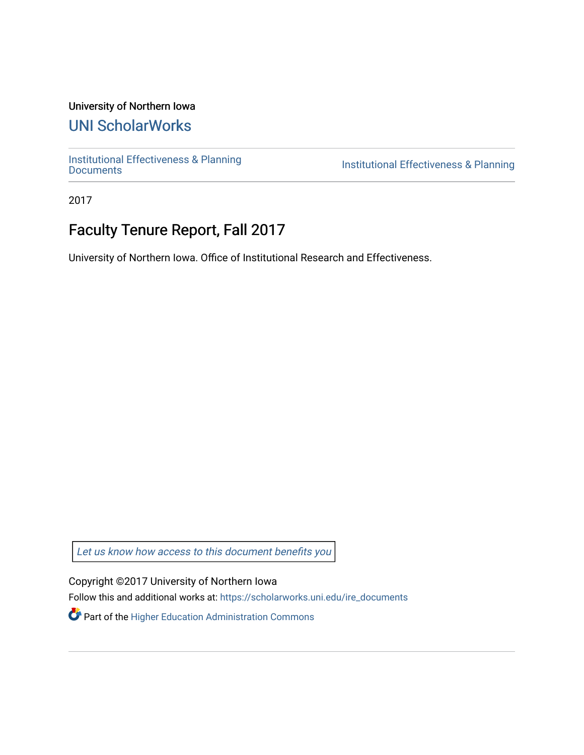University of Northern Iowa

# UNI ScholarWorks

Institutional Effectiveness & Planning Documents

Institutional Effectiveness & Planning

2017

## Faculty Tenure Report, Fall 2017

University of Northern Iowa. Office of Institutional Research and Effectiveness.

*Let us know how access to this document benefits you*

Copyright ©2017 University of Northern Iowa

Follow this and additional works at: https://scholarworks.uni.edu/ire_documents

Part of the Higher Education Administration Commons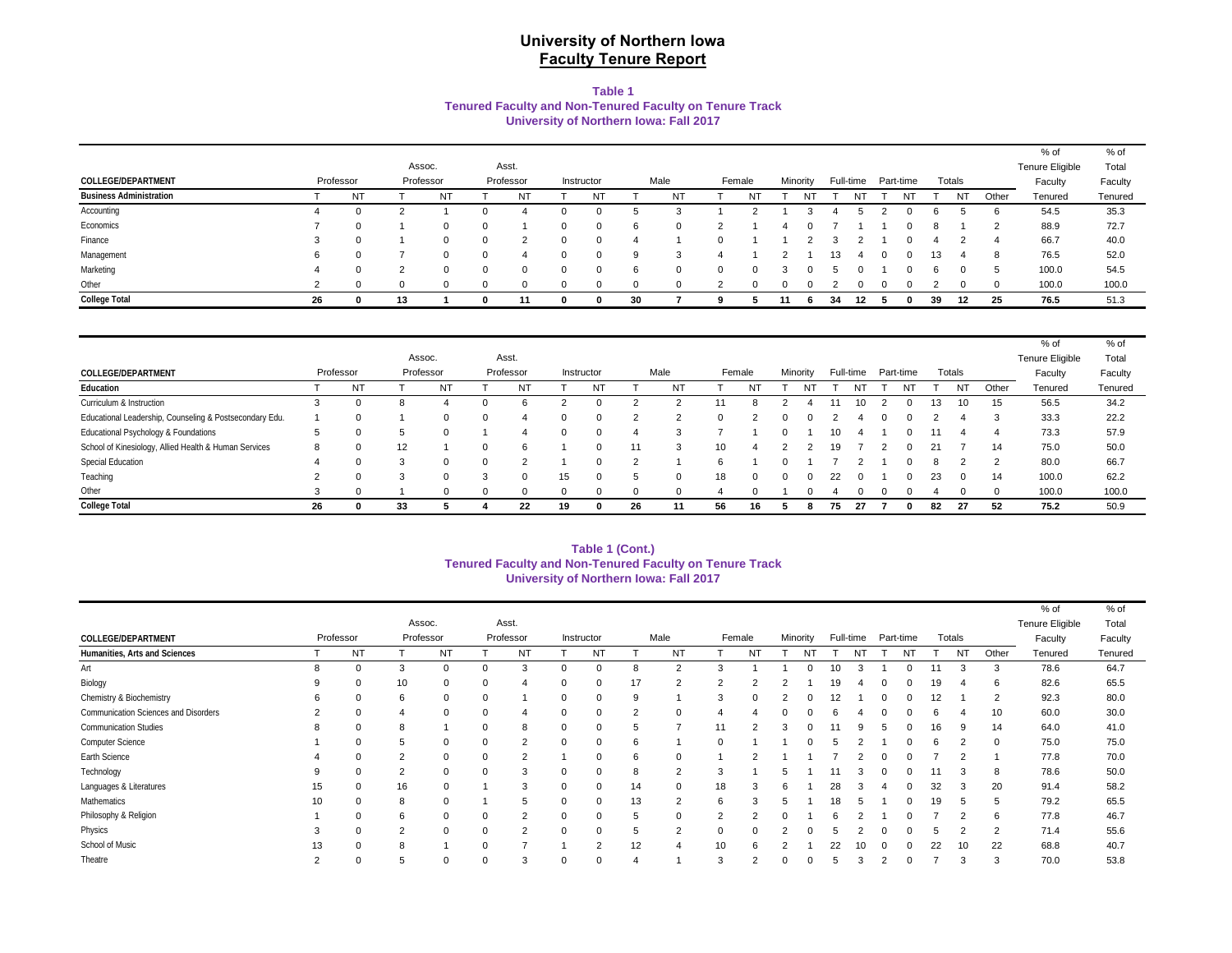# University of Northern Iowa
## Faculty Tenure Report

### Table 1
### Tenured Faculty and Non-Tenured Faculty on Tenure Track
### University of Northern Iowa: Fall 2017

| COLLEGE/DEPARTMENT | Professor | | Assoc. Professor | | Asst. Professor | | Instructor | | Male | | Female | | Minority | | Full-time | | Part-time | | Totals | | | % of Tenure Eligible Faculty | % of Total Faculty |
|---|---|---|---|---|---|---|---|---|---|---|---|---|---|---|---|---|---|---|---|---|---|---|---|
| **Business Administration** | T | NT | T | NT | T | NT | T | NT | T | NT | T | NT | T | NT | T | NT | T | NT | T | NT | Other | Tenured | Tenured |
| Accounting | 4 | 0 | 2 | 1 | 0 | 4 | 0 | 0 | 5 | 3 | 1 | 2 | 1 | 3 | 4 | 5 | 2 | 0 | 6 | 5 | 6 | 54.5 | 35.3 |
| Economics | 7 | 0 | 1 | 0 | 0 | 1 | 0 | 0 | 6 | 0 | 2 | 1 | 4 | 0 | 7 | 1 | 1 | 0 | 8 | 1 | 2 | 88.9 | 72.7 |
| Finance | 3 | 0 | 1 | 0 | 0 | 2 | 0 | 0 | 4 | 1 | 0 | 1 | 1 | 2 | 3 | 2 | 1 | 0 | 4 | 2 | 4 | 66.7 | 40.0 |
| Management | 6 | 0 | 7 | 0 | 0 | 4 | 0 | 0 | 9 | 3 | 4 | 1 | 2 | 1 | 13 | 4 | 0 | 0 | 13 | 4 | 8 | 76.5 | 52.0 |
| Marketing | 4 | 0 | 2 | 0 | 0 | 0 | 0 | 0 | 6 | 0 | 0 | 0 | 3 | 0 | 5 | 0 | 1 | 0 | 6 | 0 | 5 | 100.0 | 54.5 |
| Other | 2 | 0 | 0 | 0 | 0 | 0 | 0 | 0 | 0 | 0 | 2 | 0 | 0 | 0 | 2 | 0 | 0 | 0 | 2 | 0 | 0 | 100.0 | 100.0 |
| **College Total** | **26** | **0** | **13** | **1** | **0** | **11** | **0** | **0** | **30** | **7** | **9** | **5** | **11** | **6** | **34** | **12** | **5** | **0** | **39** | **12** | **25** | **76.5** | **51.3** |

| COLLEGE/DEPARTMENT | Professor | | Assoc. Professor | | Asst. Professor | | Instructor | | Male | | Female | | Minority | | Full-time | | Part-time | | Totals | | | % of Tenure Eligible Faculty | % of Total Faculty |
|---|---|---|---|---|---|---|---|---|---|---|---|---|---|---|---|---|---|---|---|---|---|---|---|
| **Education** | T | NT | T | NT | T | NT | T | NT | T | NT | T | NT | T | NT | T | NT | T | NT | T | NT | Other | Tenured | Tenured |
| Curriculum & Instruction | 3 | 0 | 8 | 4 | 0 | 6 | 2 | 0 | 2 | 2 | 11 | 8 | 2 | 4 | 11 | 10 | 2 | 0 | 13 | 10 | 15 | 56.5 | 34.2 |
| Educational Leadership, Counseling & Postsecondary Edu. | 1 | 0 | 1 | 0 | 0 | 4 | 0 | 0 | 2 | 2 | 0 | 2 | 0 | 0 | 2 | 4 | 0 | 0 | 2 | 4 | 3 | 33.3 | 22.2 |
| Educational Psychology & Foundations of Education | 5 | 0 | 5 | 0 | 1 | 4 | 0 | 0 | 4 | 3 | 7 | 1 | 0 | 1 | 10 | 4 | 1 | 0 | 11 | 4 | 4 | 73.3 | 57.9 |
| School of Kinesiology, Allied Health & Human Services | 8 | 0 | 12 | 1 | 0 | 6 | 1 | 0 | 11 | 3 | 10 | 4 | 2 | 2 | 19 | 7 | 2 | 0 | 21 | 7 | 14 | 75.0 | 50.0 |
| Special Education | 4 | 0 | 3 | 0 | 0 | 2 | 1 | 0 | 2 | 1 | 6 | 1 | 0 | 1 | 7 | 2 | 1 | 0 | 8 | 2 | 2 | 80.0 | 66.7 |
| Teaching | 2 | 0 | 3 | 0 | 3 | 0 | 15 | 0 | 5 | 0 | 18 | 0 | 0 | 0 | 22 | 0 | 1 | 0 | 23 | 0 | 14 | 100.0 | 62.2 |
| Other | 3 | 0 | 1 | 0 | 0 | 0 | 0 | 0 | 0 | 0 | 4 | 0 | 1 | 0 | 4 | 0 | 0 | 0 | 4 | 0 | 0 | 100.0 | 100.0 |
| **College Total** | **26** | **0** | **33** | **5** | **4** | **22** | **19** | **0** | **26** | **11** | **56** | **16** | **5** | **8** | **75** | **27** | **7** | **0** | **82** | **27** | **52** | **75.2** | **50.9** |

### Table 1 (Cont.)
### Tenured Faculty and Non-Tenured Faculty on Tenure Track
### University of Northern Iowa: Fall 2017

| COLLEGE/DEPARTMENT | Professor | | Assoc. Professor | | Asst. Professor | | Instructor | | Male | | Female | | Minority | | Full-time | | Part-time | | Totals | | | % of Tenure Eligible Faculty | % of Total Faculty |
|---|---|---|---|---|---|---|---|---|---|---|---|---|---|---|---|---|---|---|---|---|---|---|---|
| **Humanities, Arts and Sciences** | T | NT | T | NT | T | NT | T | NT | T | NT | T | NT | T | NT | T | NT | T | NT | T | NT | Other | Tenured | Tenured |
| Art | 8 | 0 | 3 | 0 | 0 | 3 | 0 | 0 | 8 | 2 | 3 | 1 | 1 | 0 | 10 | 3 | 1 | 0 | 11 | 3 | 3 | 78.6 | 64.7 |
| Biology | 9 | 0 | 10 | 0 | 0 | 4 | 0 | 0 | 17 | 2 | 2 | 2 | 2 | 1 | 19 | 4 | 0 | 0 | 19 | 4 | 6 | 82.6 | 65.5 |
| Chemistry & Biochemistry | 6 | 0 | 6 | 0 | 0 | 1 | 0 | 0 | 9 | 1 | 3 | 0 | 2 | 0 | 12 | 1 | 0 | 0 | 12 | 1 | 2 | 92.3 | 80.0 |
| Communication Sciences and Disorders | 2 | 0 | 4 | 0 | 0 | 4 | 0 | 0 | 2 | 0 | 4 | 4 | 0 | 0 | 6 | 4 | 0 | 0 | 6 | 4 | 10 | 60.0 | 30.0 |
| Communication Studies | 8 | 0 | 8 | 1 | 0 | 8 | 0 | 0 | 5 | 7 | 11 | 2 | 3 | 0 | 11 | 9 | 5 | 0 | 16 | 9 | 14 | 64.0 | 41.0 |
| Computer Science | 1 | 0 | 5 | 0 | 0 | 2 | 0 | 0 | 6 | 1 | 0 | 1 | 1 | 0 | 5 | 2 | 1 | 0 | 6 | 2 | 0 | 75.0 | 75.0 |
| Earth Science | 4 | 0 | 2 | 0 | 0 | 2 | 1 | 0 | 6 | 0 | 1 | 2 | 1 | 1 | 7 | 2 | 0 | 0 | 7 | 2 | 1 | 77.8 | 70.0 |
| Technology | 9 | 0 | 2 | 0 | 0 | 3 | 0 | 0 | 8 | 2 | 3 | 1 | 5 | 1 | 11 | 3 | 0 | 0 | 11 | 3 | 8 | 78.6 | 50.0 |
| Languages & Literatures | 15 | 0 | 16 | 0 | 1 | 3 | 0 | 0 | 14 | 0 | 18 | 3 | 6 | 1 | 28 | 3 | 4 | 0 | 32 | 3 | 20 | 91.4 | 58.2 |
| Mathematics | 10 | 0 | 8 | 0 | 1 | 5 | 0 | 0 | 13 | 2 | 6 | 3 | 5 | 1 | 18 | 5 | 1 | 0 | 19 | 5 | 5 | 79.2 | 65.5 |
| Philosophy & Religion | 1 | 0 | 6 | 0 | 0 | 2 | 0 | 0 | 5 | 0 | 2 | 2 | 0 | 1 | 6 | 2 | 1 | 0 | 7 | 2 | 6 | 77.8 | 46.7 |
| Physics | 3 | 0 | 2 | 0 | 0 | 2 | 0 | 0 | 5 | 2 | 0 | 0 | 2 | 0 | 5 | 2 | 0 | 0 | 5 | 2 | 2 | 71.4 | 55.6 |
| School of Music | 13 | 0 | 8 | 1 | 0 | 7 | 1 | 2 | 12 | 4 | 10 | 6 | 2 | 1 | 22 | 10 | 0 | 0 | 22 | 10 | 22 | 68.8 | 40.7 |
| Theatre | 2 | 0 | 5 | 0 | 0 | 3 | 0 | 0 | 4 | 1 | 3 | 2 | 0 | 0 | 5 | 3 | 2 | 0 | 7 | 3 | 3 | 70.0 | 53.8 |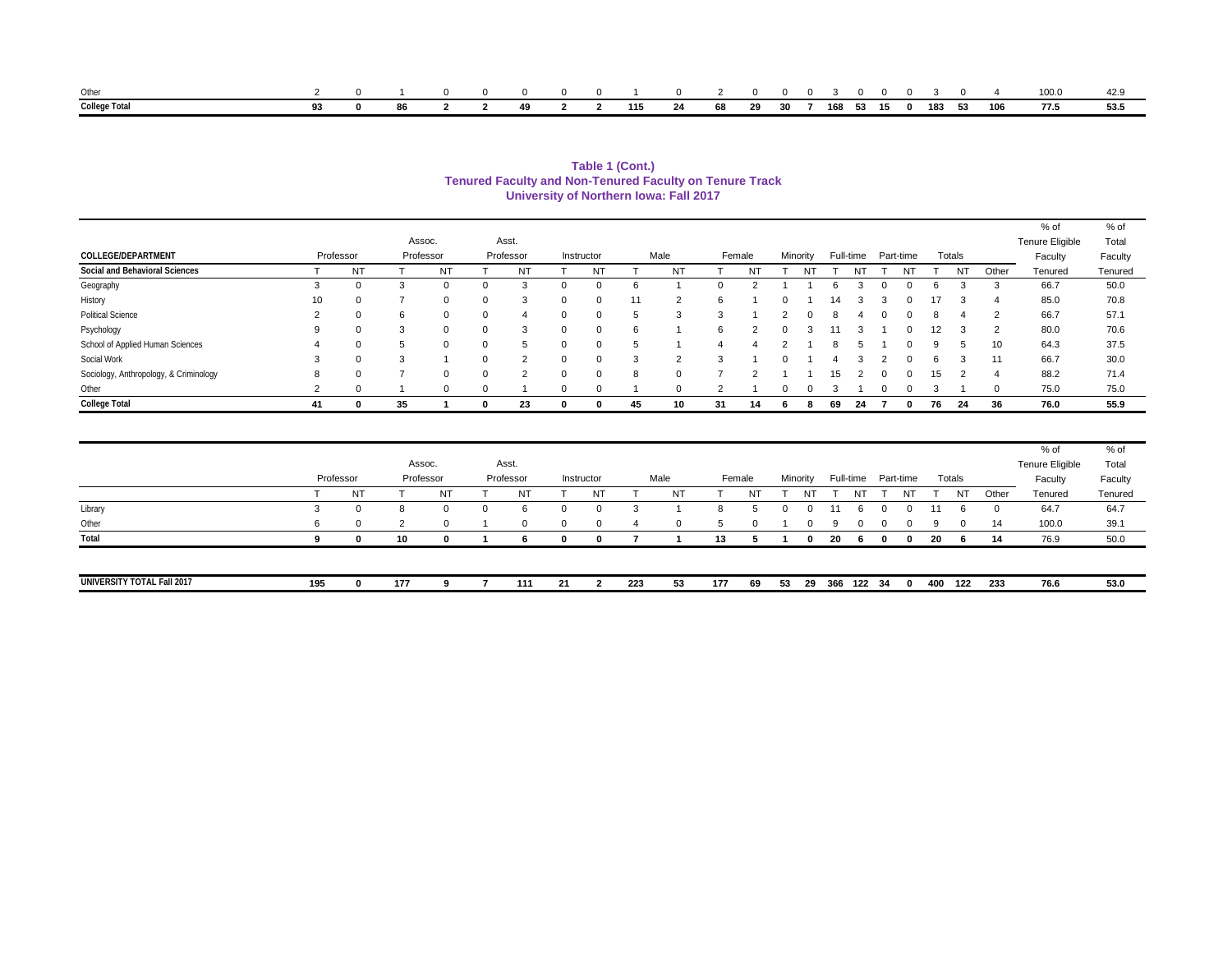| | Professor | | Assoc. Professor | | Asst. Professor | | Instructor | | Male | | Female | | Minority | | Full-time | | Part-time | | Totals | | | % of Tenure Eligible Faculty | % of Total Faculty |
|---|---|---|---|---|---|---|---|---|---|---|---|---|---|---|---|---|---|---|---|---|---|---|---|
| | T | NT | T | NT | T | NT | T | NT | T | NT | T | NT | T | NT | T | NT | T | NT | T | NT | Other | Tenured | Tenured |
| Other | 2 | 0 | 1 | 0 | 0 | 0 | 0 | 0 | 1 | 0 | 2 | 0 | 0 | 0 | 3 | 0 | 0 | 0 | 3 | 0 | 4 | 100.0 | 42.9 |
| **College Total** | **93** | **0** | **86** | **2** | **2** | **49** | **2** | **2** | **115** | **24** | **68** | **29** | **30** | **7** | **168** | **53** | **15** | **0** | **183** | **53** | **106** | **77.5** | **53.5** |

**Table 1 (Cont.)**
**Tenured Faculty and Non-Tenured Faculty on Tenure Track**
**University of Northern Iowa: Fall 2017**

| COLLEGE/DEPARTMENT | Professor | | Assoc. Professor | | Asst. Professor | | Instructor | | Male | | Female | | Minority | | Full-time | | Part-time | | Totals | | | % of Tenure Eligible Faculty | % of Total Faculty |
|---|---|---|---|---|---|---|---|---|---|---|---|---|---|---|---|---|---|---|---|---|---|---|---|
| **Social and Behavioral Sciences** | T | NT | T | NT | T | NT | T | NT | T | NT | T | NT | T | NT | T | NT | T | NT | T | NT | Other | Tenured | Tenured |
| Geography | 3 | 0 | 3 | 0 | 0 | 3 | 0 | 0 | 6 | 1 | 0 | 2 | 1 | 1 | 6 | 3 | 0 | 0 | 6 | 3 | 3 | 66.7 | 50.0 |
| History | 10 | 0 | 7 | 0 | 0 | 3 | 0 | 0 | 11 | 2 | 6 | 1 | 0 | 1 | 14 | 3 | 3 | 0 | 17 | 3 | 4 | 85.0 | 70.8 |
| Political Science | 2 | 0 | 6 | 0 | 0 | 4 | 0 | 0 | 5 | 3 | 3 | 1 | 2 | 0 | 8 | 4 | 0 | 0 | 8 | 4 | 2 | 66.7 | 57.1 |
| Psychology | 9 | 0 | 3 | 0 | 0 | 3 | 0 | 0 | 6 | 1 | 6 | 2 | 0 | 3 | 11 | 3 | 1 | 0 | 12 | 3 | 2 | 80.0 | 70.6 |
| School of Applied Human Sciences | 4 | 0 | 5 | 0 | 0 | 5 | 0 | 0 | 5 | 1 | 4 | 4 | 2 | 1 | 8 | 5 | 1 | 0 | 9 | 5 | 10 | 64.3 | 37.5 |
| Social Work | 3 | 0 | 3 | 1 | 0 | 2 | 0 | 0 | 3 | 2 | 3 | 1 | 0 | 1 | 4 | 3 | 2 | 0 | 6 | 3 | 11 | 66.7 | 30.0 |
| Sociology, Anthropology, & Criminology | 8 | 0 | 7 | 0 | 0 | 2 | 0 | 0 | 8 | 0 | 7 | 2 | 1 | 1 | 15 | 2 | 0 | 0 | 15 | 2 | 4 | 88.2 | 71.4 |
| Other | 2 | 0 | 1 | 0 | 0 | 1 | 0 | 0 | 1 | 0 | 2 | 1 | 0 | 0 | 3 | 1 | 0 | 0 | 3 | 1 | 0 | 75.0 | 75.0 |
| **College Total** | **41** | **0** | **35** | **1** | **0** | **23** | **0** | **0** | **45** | **10** | **31** | **14** | **6** | **8** | **69** | **24** | **7** | **0** | **76** | **24** | **36** | **76.0** | **55.9** |

| | Professor | | Assoc. Professor | | Asst. Professor | | Instructor | | Male | | Female | | Minority | | Full-time | | Part-time | | Totals | | | % of Tenure Eligible Faculty | % of Total Faculty |
|---|---|---|---|---|---|---|---|---|---|---|---|---|---|---|---|---|---|---|---|---|---|---|---|
| | T | NT | T | NT | T | NT | T | NT | T | NT | T | NT | T | NT | T | NT | T | NT | T | NT | Other | Tenured | Tenured |
| Library | 3 | 0 | 8 | 0 | 0 | 6 | 0 | 0 | 3 | 1 | 8 | 5 | 0 | 0 | 11 | 6 | 0 | 0 | 11 | 6 | 0 | 64.7 | 64.7 |
| Other | 6 | 0 | 2 | 0 | 1 | 0 | 0 | 0 | 4 | 0 | 5 | 0 | 1 | 0 | 9 | 0 | 0 | 0 | 9 | 0 | 14 | 100.0 | 39.1 |
| **Total** | **9** | **0** | **10** | **0** | **1** | **6** | **0** | **0** | **7** | **1** | **13** | **5** | **1** | **0** | **20** | **6** | **0** | **0** | **20** | **6** | **14** | **76.9** | **50.0** |
| **UNIVERSITY TOTAL Fall 2017** | **195** | **0** | **177** | **9** | **7** | **111** | **21** | **2** | **223** | **53** | **177** | **69** | **53** | **29** | **366** | **122** | **34** | **0** | **400** | **122** | **233** | **76.6** | **53.0** |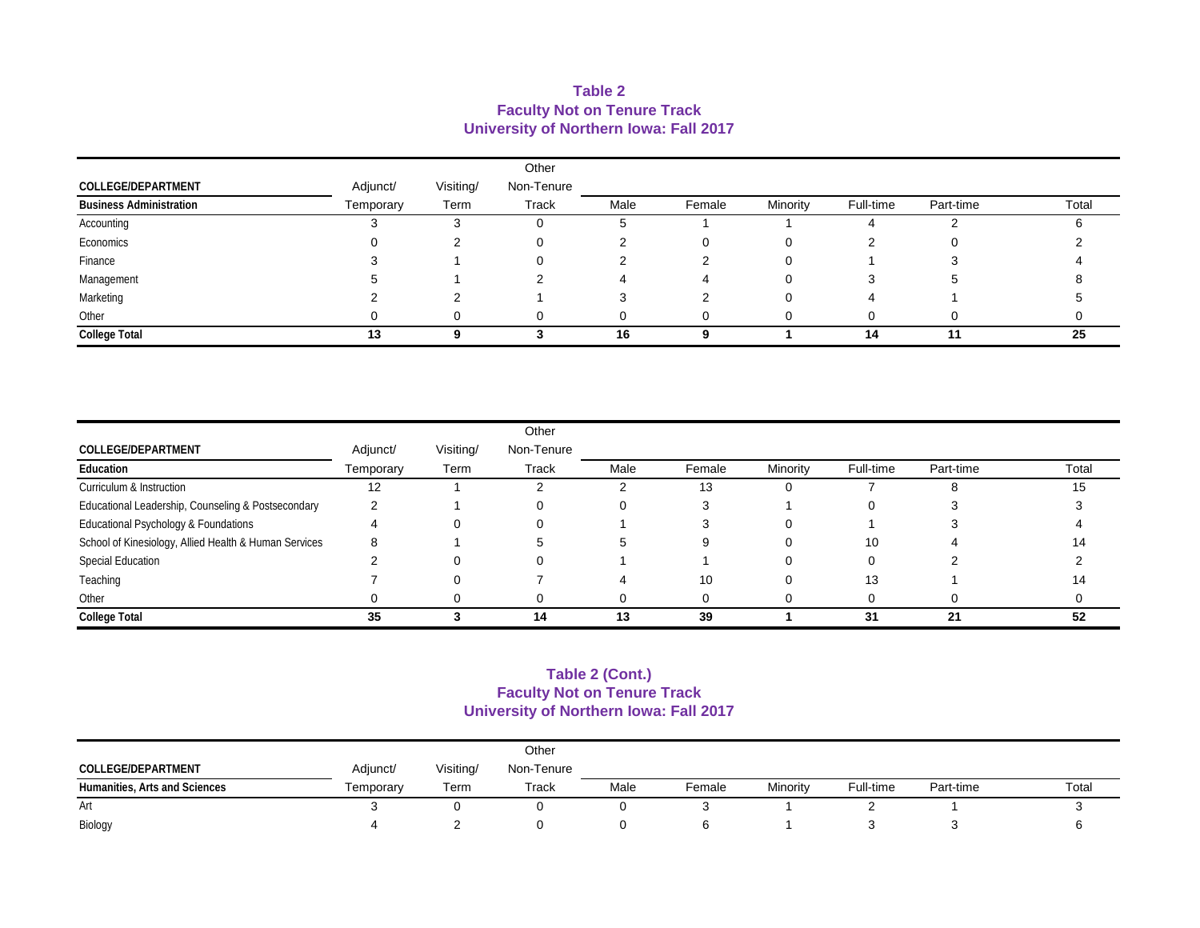## Table 2
## Faculty Not on Tenure Track
## University of Northern Iowa: Fall 2017

| COLLEGE/DEPARTMENT | Adjunct/ | Visiting/ | Other Non-Tenure | | | | | | |
|---|---|---|---|---|---|---|---|---|---|
| **Business Administration** | Temporary | Term | Track | Male | Female | Minority | Full-time | Part-time | Total |
| Accounting | 3 | 3 | 0 | 5 | 1 | 1 | 4 | 2 | 6 |
| Economics | 0 | 2 | 0 | 2 | 0 | 0 | 2 | 0 | 2 |
| Finance | 3 | 1 | 0 | 2 | 2 | 0 | 1 | 3 | 4 |
| Management | 5 | 1 | 2 | 4 | 4 | 0 | 3 | 5 | 8 |
| Marketing | 2 | 2 | 1 | 3 | 2 | 0 | 4 | 1 | 5 |
| Other | 0 | 0 | 0 | 0 | 0 | 0 | 0 | 0 | 0 |
| **College Total** | **13** | **9** | **3** | **16** | **9** | **1** | **14** | **11** | **25** |

| COLLEGE/DEPARTMENT | Adjunct/ | Visiting/ | Other Non-Tenure | | | | | | |
|---|---|---|---|---|---|---|---|---|---|
| **Education** | Temporary | Term | Track | Male | Female | Minority | Full-time | Part-time | Total |
| Curriculum & Instruction | 12 | 1 | 2 | 2 | 13 | 0 | 7 | 8 | 15 |
| Educational Leadership, Counseling & Postsecondary | 2 | 1 | 0 | 0 | 3 | 1 | 0 | 3 | 3 |
| Educational Psychology & Foundations | 4 | 0 | 0 | 1 | 3 | 0 | 1 | 3 | 4 |
| School of Kinesiology, Allied Health & Human Services | 8 | 1 | 5 | 5 | 9 | 0 | 10 | 4 | 14 |
| Special Education | 2 | 0 | 0 | 1 | 1 | 0 | 0 | 2 | 2 |
| Teaching | 7 | 0 | 7 | 4 | 10 | 0 | 13 | 1 | 14 |
| Other | 0 | 0 | 0 | 0 | 0 | 0 | 0 | 0 | 0 |
| **College Total** | **35** | **3** | **14** | **13** | **39** | **1** | **31** | **21** | **52** |

## Table 2 (Cont.)
## Faculty Not on Tenure Track
## University of Northern Iowa: Fall 2017

| COLLEGE/DEPARTMENT | Adjunct/ | Visiting/ | Other Non-Tenure | | | | | | |
|---|---|---|---|---|---|---|---|---|---|
| **Humanities, Arts and Sciences** | Temporary | Term | Track | Male | Female | Minority | Full-time | Part-time | Total |
| Art | 3 | 0 | 0 | 0 | 3 | 1 | 2 | 1 | 3 |
| Biology | 4 | 2 | 0 | 0 | 6 | 1 | 3 | 3 | 6 |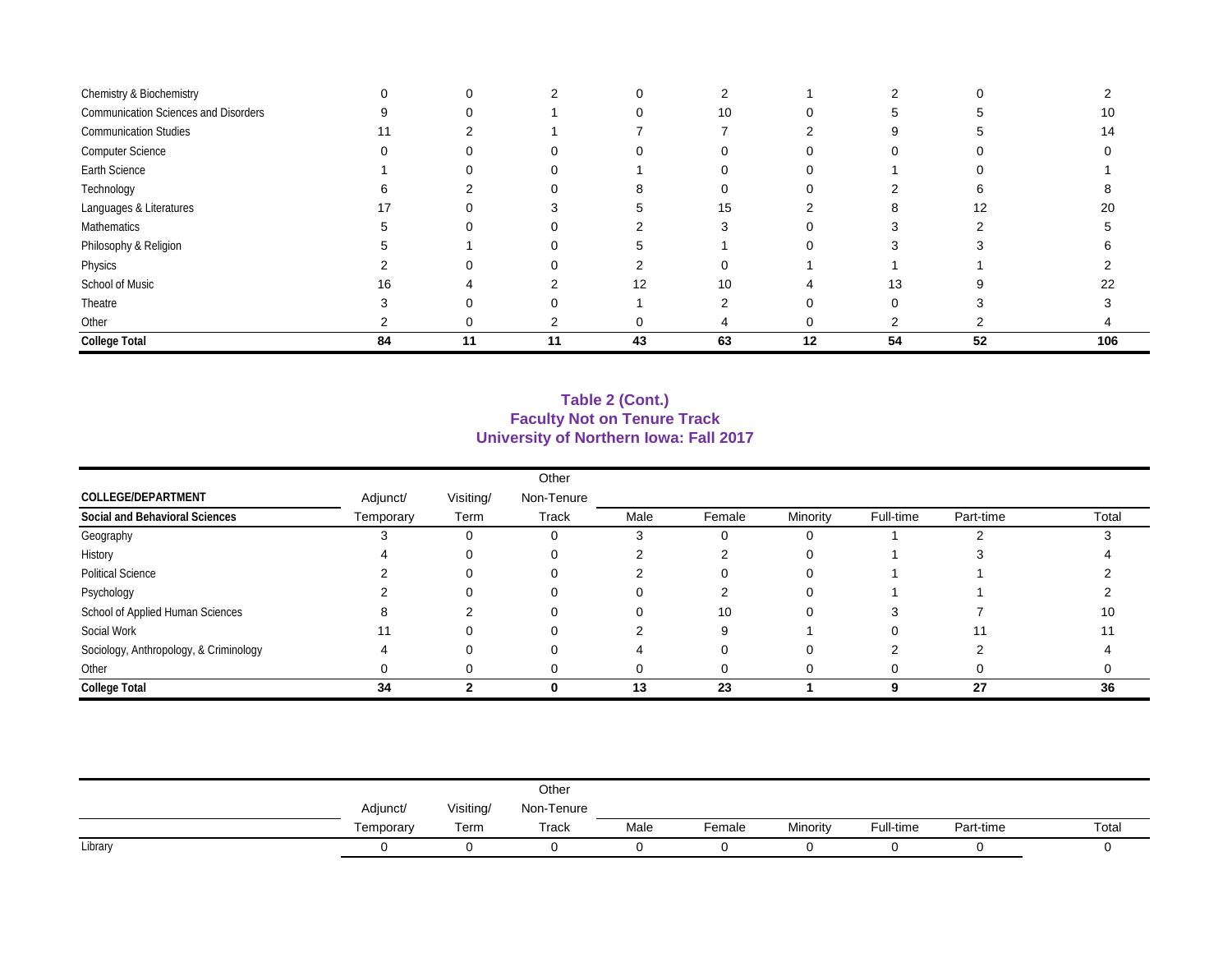| | | | | | | | | | |
|---|---|---|---|---|---|---|---|---|---|
| Chemistry & Biochemistry | 0 | 0 | 2 | 0 | 2 | 1 | 2 | 0 | 2 |
| Communication Sciences and Disorders | 9 | 0 | 1 | 0 | 10 | 0 | 5 | 5 | 10 |
| Communication Studies | 11 | 2 | 1 | 7 | 7 | 2 | 9 | 5 | 14 |
| Computer Science | 0 | 0 | 0 | 0 | 0 | 0 | 0 | 0 | 0 |
| Earth Science | 1 | 0 | 0 | 1 | 0 | 0 | 1 | 0 | 1 |
| Technology | 6 | 2 | 0 | 8 | 0 | 0 | 2 | 6 | 8 |
| Languages & Literatures | 17 | 0 | 3 | 5 | 15 | 2 | 8 | 12 | 20 |
| Mathematics | 5 | 0 | 0 | 2 | 3 | 0 | 3 | 2 | 5 |
| Philosophy & Religion | 5 | 1 | 0 | 5 | 1 | 0 | 3 | 3 | 6 |
| Physics | 2 | 0 | 0 | 2 | 0 | 1 | 1 | 1 | 2 |
| School of Music | 16 | 4 | 2 | 12 | 10 | 4 | 13 | 9 | 22 |
| Theatre | 3 | 0 | 0 | 1 | 2 | 0 | 0 | 3 | 3 |
| Other | 2 | 0 | 2 | 0 | 4 | 0 | 2 | 2 | 4 |
| **College Total** | **84** | **11** | **11** | **43** | **63** | **12** | **54** | **52** | **106** |

## Table 2 (Cont.)
## Faculty Not on Tenure Track
## University of Northern Iowa: Fall 2017

| COLLEGE/DEPARTMENT | Adjunct/ | Visiting/ | Other Non-Tenure | | | | | | |
|---|---|---|---|---|---|---|---|---|---|
| **Social and Behavioral Sciences** | Temporary | Term | Track | Male | Female | Minority | Full-time | Part-time | Total |
| Geography | 3 | 0 | 0 | 3 | 0 | 0 | 1 | 2 | 3 |
| History | 4 | 0 | 0 | 2 | 2 | 0 | 1 | 3 | 4 |
| Political Science | 2 | 0 | 0 | 2 | 0 | 0 | 1 | 1 | 2 |
| Psychology | 2 | 0 | 0 | 0 | 2 | 0 | 1 | 1 | 2 |
| School of Applied Human Sciences | 8 | 2 | 0 | 0 | 10 | 0 | 3 | 7 | 10 |
| Social Work | 11 | 0 | 0 | 2 | 9 | 1 | 0 | 11 | 11 |
| Sociology, Anthropology, & Criminology | 4 | 0 | 0 | 4 | 0 | 0 | 2 | 2 | 4 |
| Other | 0 | 0 | 0 | 0 | 0 | 0 | 0 | 0 | 0 |
| **College Total** | **34** | **2** | **0** | **13** | **23** | **1** | **9** | **27** | **36** |

| | Adjunct/ Temporary | Visiting/ Term | Other Non-Tenure Track | Male | Female | Minority | Full-time | Part-time | Total |
|---|---|---|---|---|---|---|---|---|---|
| Library | 0 | 0 | 0 | 0 | 0 | 0 | 0 | 0 | 0 |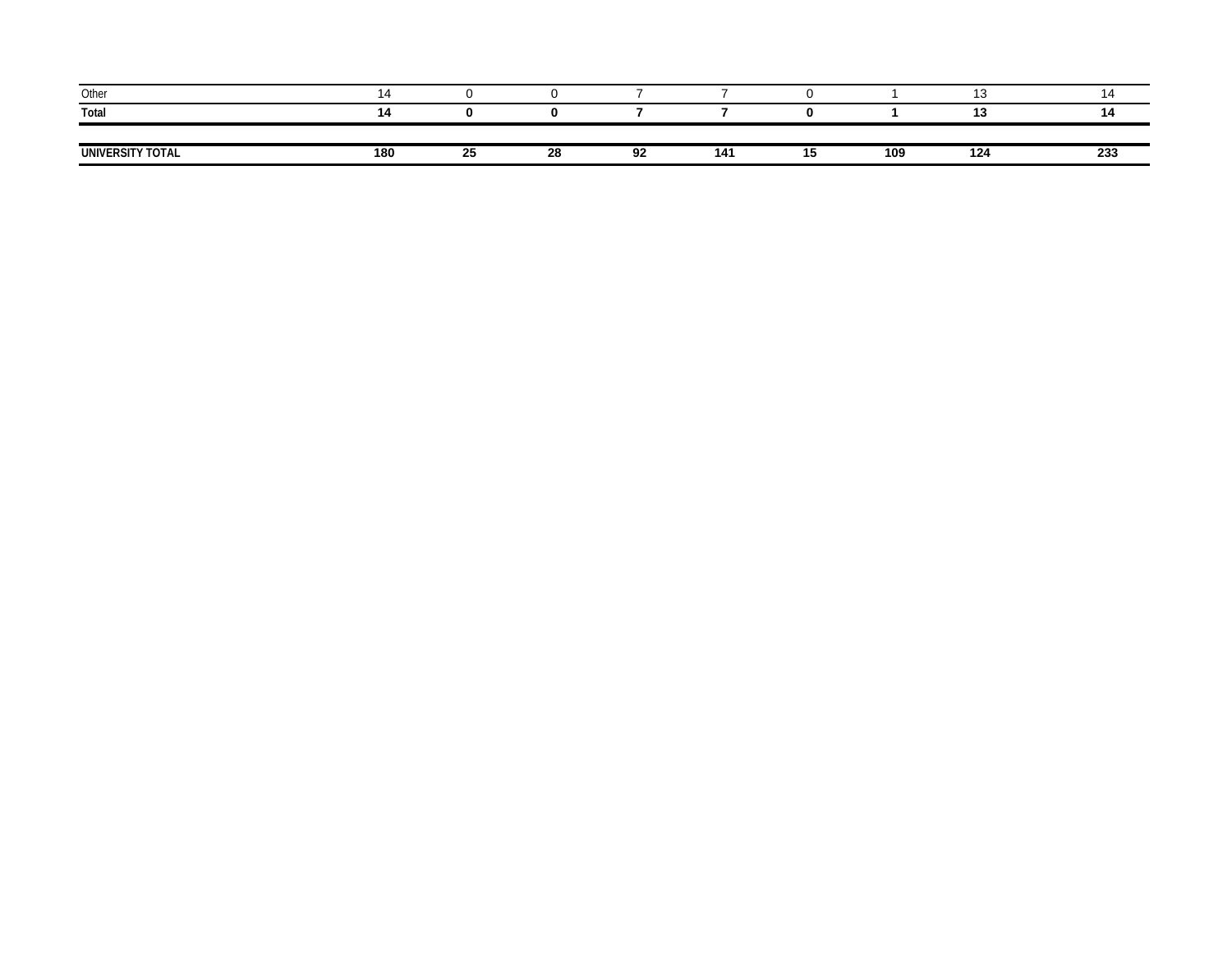| | | | | | | | | | |
|---|---|---|---|---|---|---|---|---|---|
| Other | 14 | 0 | 0 | 7 | 7 | 0 | 1 | 13 | 14 |
| **Total** | **14** | **0** | **0** | **7** | **7** | **0** | **1** | **13** | **14** |
| | | | | | | | | | |
| **UNIVERSITY TOTAL** | **180** | **25** | **28** | **92** | **141** | **15** | **109** | **124** | **233** |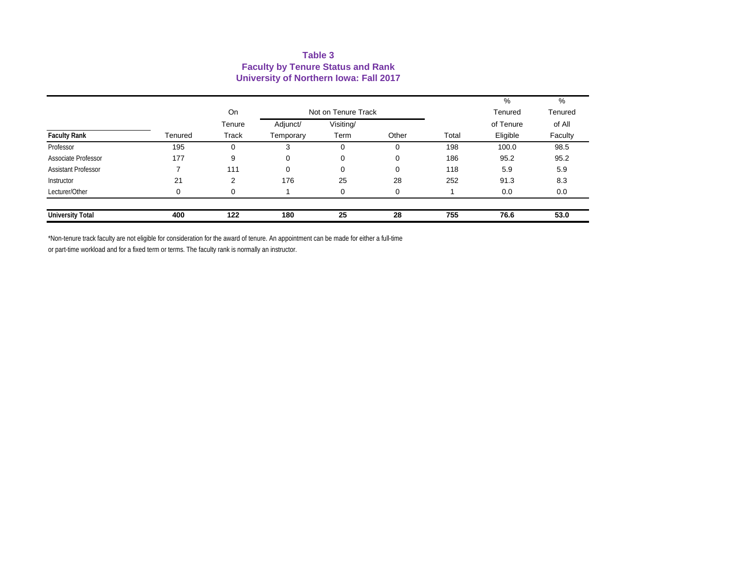**Table 3**
**Faculty by Tenure Status and Rank**
**University of Northern Iowa: Fall 2017**

| Faculty Rank | Tenured | On Tenure Track | Not on Tenure Track: Adjunct/ Temporary | Not on Tenure Track: Visiting/ Term | Not on Tenure Track: Other | Total | % Tenured of Tenure Eligible | % Tenured of All Faculty |
|---|---|---|---|---|---|---|---|---|
| Professor | 195 | 0 | 3 | 0 | 0 | 198 | 100.0 | 98.5 |
| Associate Professor | 177 | 9 | 0 | 0 | 0 | 186 | 95.2 | 95.2 |
| Assistant Professor | 7 | 111 | 0 | 0 | 0 | 118 | 5.9 | 5.9 |
| Instructor | 21 | 2 | 176 | 25 | 28 | 252 | 91.3 | 8.3 |
| Lecturer/Other | 0 | 0 | 1 | 0 | 0 | 1 | 0.0 | 0.0 |
| **University Total** | **400** | **122** | **180** | **25** | **28** | **755** | **76.6** | **53.0** |

*Non-tenure track faculty are not eligible for consideration for the award of tenure. An appointment can be made for either a full-time or part-time workload and for a fixed term or terms. The faculty rank is normally an instructor.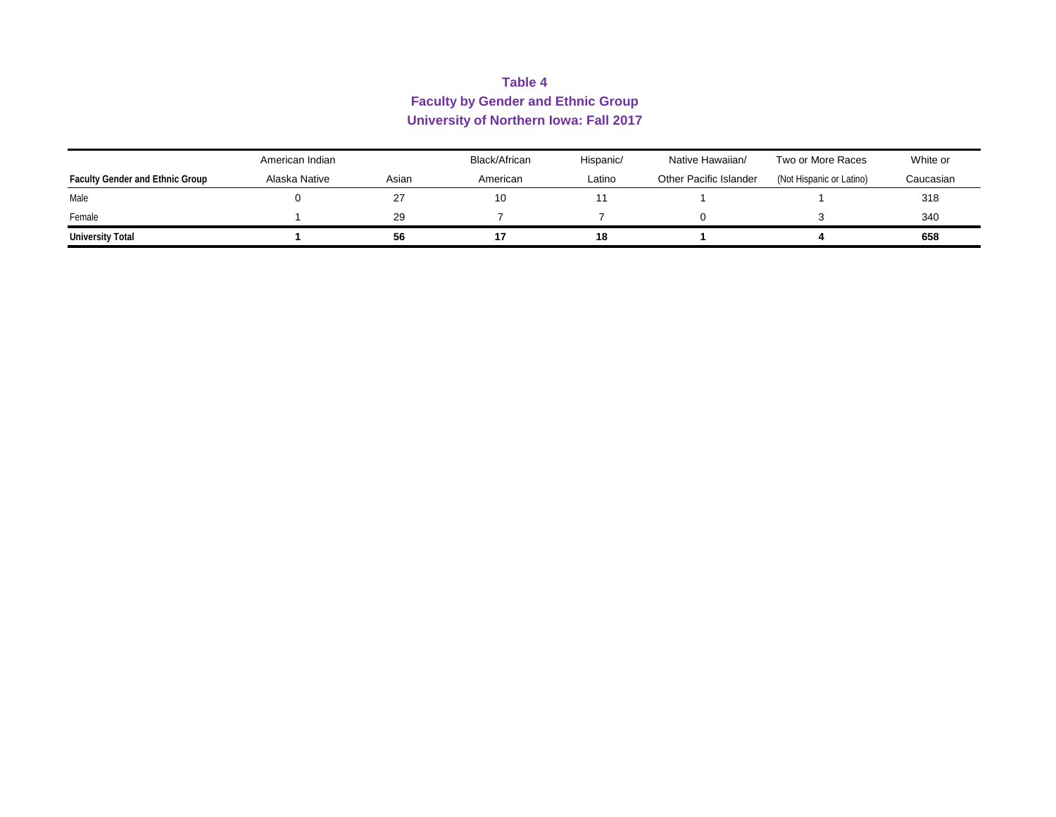**Table 4**
**Faculty by Gender and Ethnic Group**
**University of Northern Iowa: Fall 2017**

| Faculty Gender and Ethnic Group | American Indian Alaska Native | Asian | Black/African American | Hispanic/ Latino | Native Hawaiian/ Other Pacific Islander | Two or More Races (Not Hispanic or Latino) | White or Caucasian |
|---|---|---|---|---|---|---|---|
| Male | 0 | 27 | 10 | 11 | 1 | 1 | 318 |
| Female | 1 | 29 | 7 | 7 | 0 | 3 | 340 |
| **University Total** | **1** | **56** | **17** | **18** | **1** | **4** | **658** |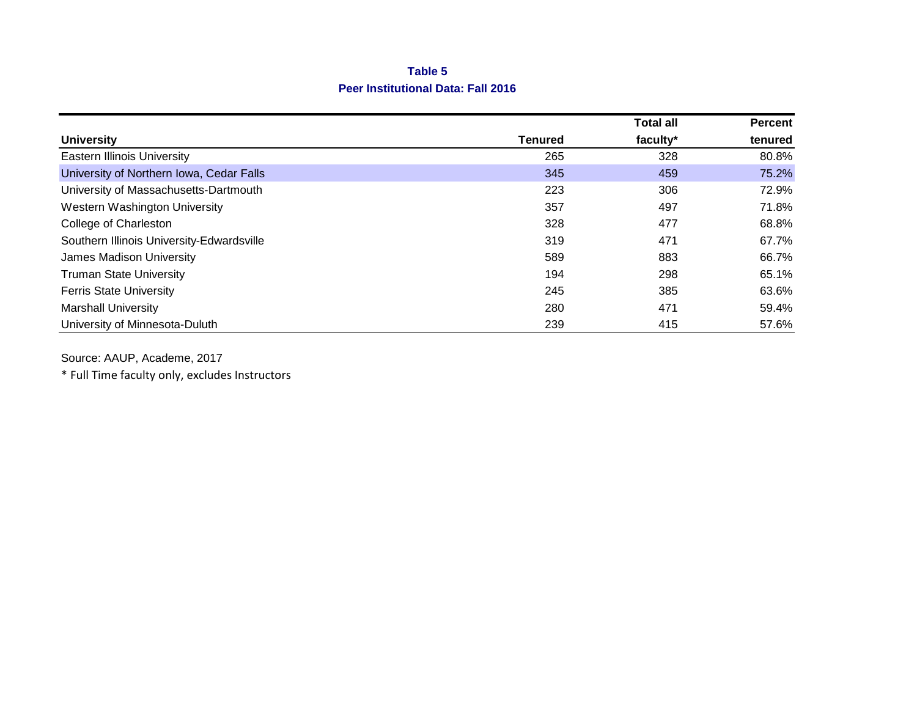**Table 5**

**Peer Institutional Data: Fall 2016**

| University | Tenured | Total all faculty* | Percent tenured |
|---|---|---|---|
| Eastern Illinois University | 265 | 328 | 80.8% |
| University of Northern Iowa, Cedar Falls | 345 | 459 | 75.2% |
| University of Massachusetts-Dartmouth | 223 | 306 | 72.9% |
| Western Washington University | 357 | 497 | 71.8% |
| College of Charleston | 328 | 477 | 68.8% |
| Southern Illinois University-Edwardsville | 319 | 471 | 67.7% |
| James Madison University | 589 | 883 | 66.7% |
| Truman State University | 194 | 298 | 65.1% |
| Ferris State University | 245 | 385 | 63.6% |
| Marshall University | 280 | 471 | 59.4% |
| University of Minnesota-Duluth | 239 | 415 | 57.6% |

Source: AAUP, Academe, 2017

* Full Time faculty only, excludes Instructors